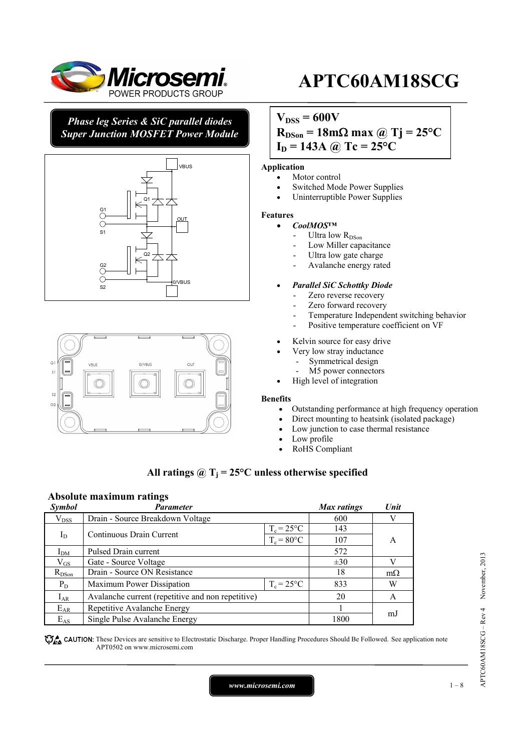# APTC60AM18SCG

**Phase leg Series & SiC parallel diodes**
**Super Junction MOSFET Power Module**

$V_{DSS}$ = 600V
$R_{DSon}$ = 18mΩ max @ Tj = 25°C
$I_D$ = 143A @ Tc = 25°C

VBUS
Q1
G1
S1
OUT
Q2
G2
S2
0/VBUS

G1 S1 S2 G2 VBUS 0/VBUS OUT

### Application

- Motor control
- Switched Mode Power Supplies
- Uninterruptible Power Supplies

### Features

- ***CoolMOS™***
  - Ultra low $R_{DSon}$
  - Low Miller capacitance
  - Ultra low gate charge
  - Avalanche energy rated
- ***Parallel SiC Schottky Diode***
  - Zero reverse recovery
  - Zero forward recovery
  - Temperature Independent switching behavior
  - Positive temperature coefficient on VF
- Kelvin source for easy drive
- Very low stray inductance
  - Symmetrical design
  - M5 power connectors
- High level of integration

### Benefits

- Outstanding performance at high frequency operation
- Direct mounting to heatsink (isolated package)
- Low junction to case thermal resistance
- Low profile
- RoHS Compliant

**All ratings @ $T_j$ = 25°C unless otherwise specified**

## Absolute maximum ratings

| *Symbol* | *Parameter* | | *Max ratings* | *Unit* |
|---|---|---|---|---|
| $V_{DSS}$ | Drain - Source Breakdown Voltage | | 600 | V |
| $I_D$ | Continuous Drain Current | $T_c$ = 25°C | 143 | A |
| | | $T_c$ = 80°C | 107 | |
| $I_{DM}$ | Pulsed Drain current | | 572 | |
| $V_{GS}$ | Gate - Source Voltage | | ±30 | V |
| $R_{DSon}$ | Drain - Source ON Resistance | | 18 | mΩ |
| $P_D$ | Maximum Power Dissipation | $T_c$ = 25°C | 833 | W |
| $I_{AR}$ | Avalanche current (repetitive and non repetitive) | | 20 | A |
| $E_{AR}$ | Repetitive Avalanche Energy | | 1 | mJ |
| $E_{AS}$ | Single Pulse Avalanche Energy | | 1800 | |

CAUTION: These Devices are sensitive to Electrostatic Discharge. Proper Handling Procedures Should Be Followed. See application note APT0502 on www.microsemi.com

APTC60AM18SCG – Rev 4 November, 2013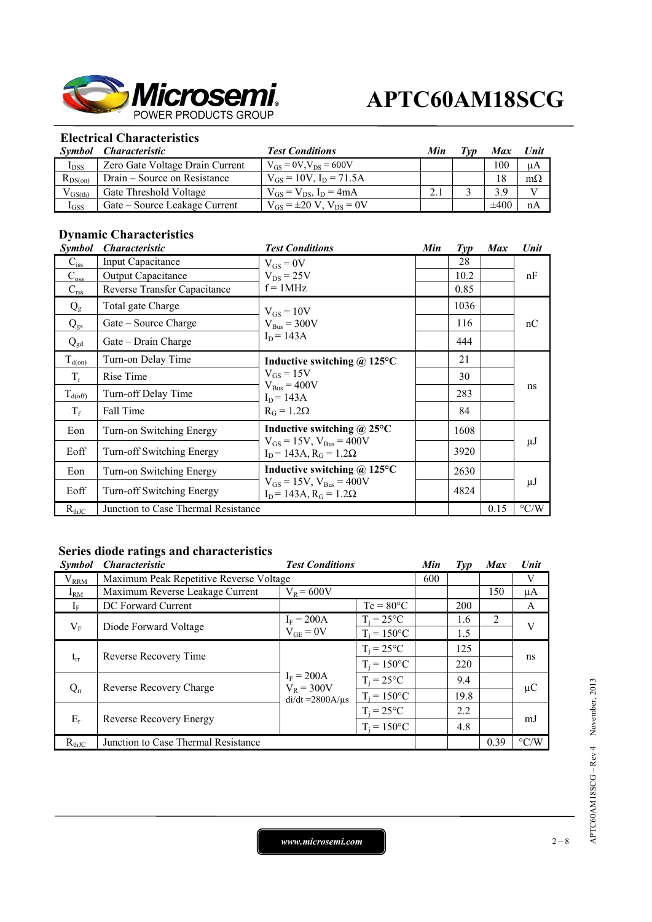## Electrical Characteristics

| Symbol | Characteristic | Test Conditions | Min | Typ | Max | Unit |
|---|---|---|---|---|---|---|
| $I_{DSS}$ | Zero Gate Voltage Drain Current | $V_{GS} = 0V, V_{DS} = 600V$ | | | 100 | µA |
| $R_{DS(on)}$ | Drain – Source on Resistance | $V_{GS} = 10V$, $I_D = 71.5A$ | | | 18 | mΩ |
| $V_{GS(th)}$ | Gate Threshold Voltage | $V_{GS} = V_{DS}$, $I_D = 4mA$ | 2.1 | 3 | 3.9 | V |
| $I_{GSS}$ | Gate – Source Leakage Current | $V_{GS} = \pm 20$ V, $V_{DS} = 0V$ | | | ±400 | nA |

## Dynamic Characteristics

| Symbol | Characteristic | Test Conditions | Min | Typ | Max | Unit |
|---|---|---|---|---|---|---|
| $C_{iss}$ | Input Capacitance | $V_{GS} = 0V$, $V_{DS} = 25V$, f = 1MHz | | 28 | | nF |
| $C_{oss}$ | Output Capacitance | | | 10.2 | | |
| $C_{rss}$ | Reverse Transfer Capacitance | | | 0.85 | | |
| $Q_g$ | Total gate Charge | $V_{GS} = 10V$, $V_{Bus} = 300V$, $I_D = 143A$ | | 1036 | | nC |
| $Q_{gs}$ | Gate – Source Charge | | | 116 | | |
| $Q_{gd}$ | Gate – Drain Charge | | | 444 | | |
| $T_{d(on)}$ | Turn-on Delay Time | **Inductive switching @ 125°C** $V_{GS} = 15V$, $V_{Bus} = 400V$, $I_D = 143A$, $R_G = 1.2\Omega$ | | 21 | | ns |
| $T_r$ | Rise Time | | | 30 | | |
| $T_{d(off)}$ | Turn-off Delay Time | | | 283 | | |
| $T_f$ | Fall Time | | | 84 | | |
| Eon | Turn-on Switching Energy | **Inductive switching @ 25°C** $V_{GS} = 15V$, $V_{Bus} = 400V$, $I_D = 143A$, $R_G = 1.2\Omega$ | | 1608 | | µJ |
| Eoff | Turn-off Switching Energy | | | 3920 | | |
| Eon | Turn-on Switching Energy | **Inductive switching @ 125°C** $V_{GS} = 15V$, $V_{Bus} = 400V$, $I_D = 143A$, $R_G = 1.2\Omega$ | | 2630 | | µJ |
| Eoff | Turn-off Switching Energy | | | 4824 | | |
| $R_{thJC}$ | Junction to Case Thermal Resistance | | | | 0.15 | °C/W |

## Series diode ratings and characteristics

| Symbol | Characteristic | Test Conditions | | Min | Typ | Max | Unit |
|---|---|---|---|---|---|---|---|
| $V_{RRM}$ | Maximum Peak Repetitive Reverse Voltage | | | 600 | | | V |
| $I_{RM}$ | Maximum Reverse Leakage Current | $V_R = 600V$ | | | | 150 | µA |
| $I_F$ | DC Forward Current | | Tc = 80°C | | 200 | | A |
| $V_F$ | Diode Forward Voltage | $I_F = 200A$, $V_{GE} = 0V$ | $T_j = 25°C$ | | 1.6 | 2 | V |
| | | | $T_j = 150°C$ | | 1.5 | | |
| $t_{rr}$ | Reverse Recovery Time | $I_F = 200A$, $V_R = 300V$, di/dt =2800A/µs | $T_j = 25°C$ | | 125 | | ns |
| | | | $T_j = 150°C$ | | 220 | | |
| $Q_{rr}$ | Reverse Recovery Charge | | $T_j = 25°C$ | | 9.4 | | µC |
| | | | $T_j = 150°C$ | | 19.8 | | |
| $E_r$ | Reverse Recovery Energy | | $T_j = 25°C$ | | 2.2 | | mJ |
| | | | $T_j = 150°C$ | | 4.8 | | |
| $R_{thJC}$ | Junction to Case Thermal Resistance | | | | | 0.39 | °C/W |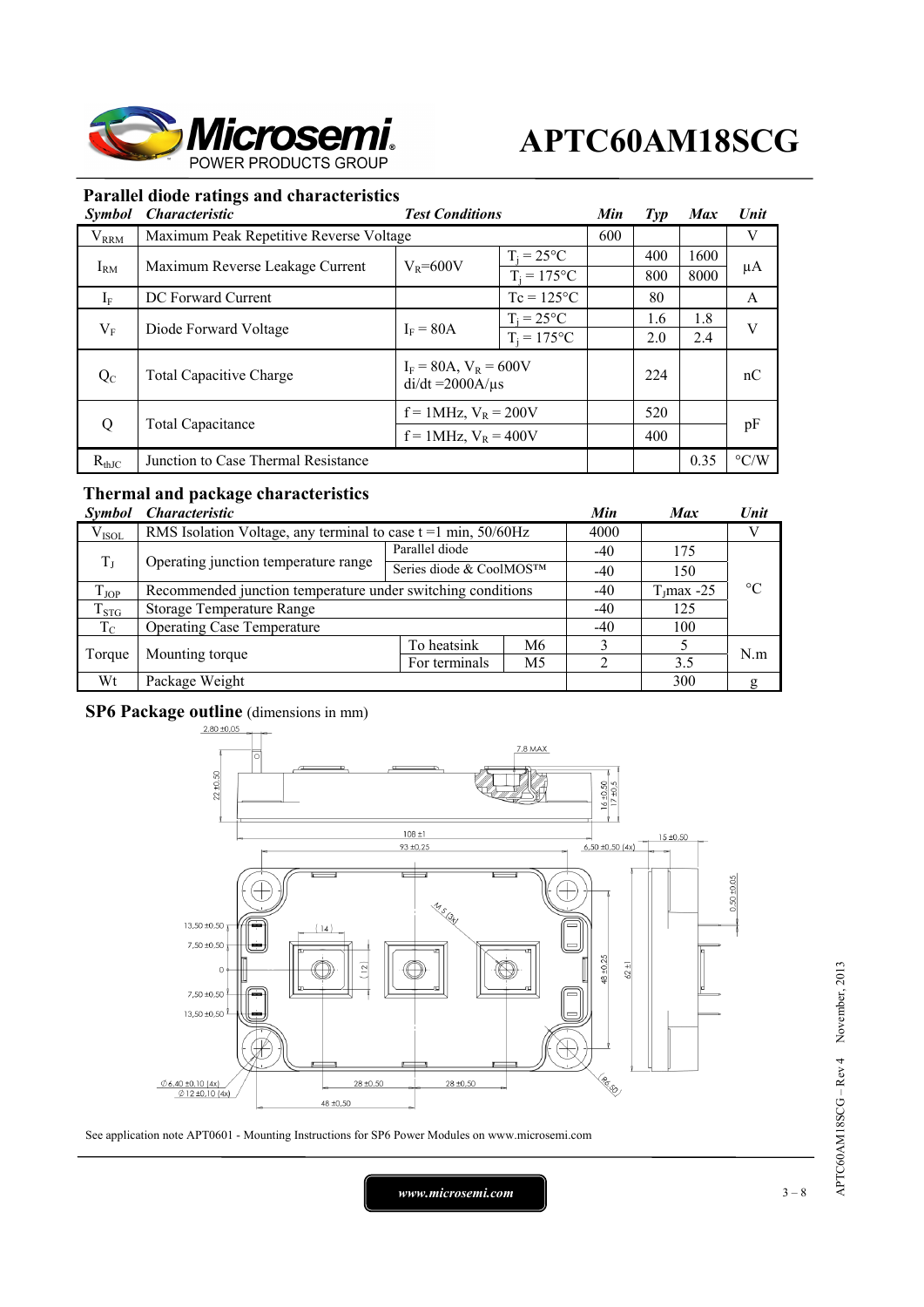## Parallel diode ratings and characteristics

| *Symbol* | *Characteristic* | *Test Conditions* | | *Min* | *Typ* | *Max* | *Unit* |
|---|---|---|---|---|---|---|---|
| $V_{RRM}$ | Maximum Peak Repetitive Reverse Voltage | | | 600 | | | V |
| $I_{RM}$ | Maximum Reverse Leakage Current | $V_R$=600V | $T_j$ = 25°C | | 400 | 1600 | µA |
| | | | $T_j$ = 175°C | | 800 | 8000 | |
| $I_F$ | DC Forward Current | | Tc = 125°C | | 80 | | A |
| $V_F$ | Diode Forward Voltage | $I_F$ = 80A | $T_j$ = 25°C | | 1.6 | 1.8 | V |
| | | | $T_j$ = 175°C | | 2.0 | 2.4 | |
| $Q_C$ | Total Capacitive Charge | $I_F$ = 80A, $V_R$ = 600V di/dt =2000A/µs | | | 224 | | nC |
| Q | Total Capacitance | f = 1MHz, $V_R$ = 200V | | | 520 | | pF |
| | | f = 1MHz, $V_R$ = 400V | | | 400 | | |
| $R_{thJC}$ | Junction to Case Thermal Resistance | | | | | 0.35 | °C/W |

## Thermal and package characteristics

| *Symbol* | *Characteristic* | | | *Min* | *Max* | *Unit* |
|---|---|---|---|---|---|---|
| $V_{ISOL}$ | RMS Isolation Voltage, any terminal to case t =1 min, 50/60Hz | | | 4000 | | V |
| $T_J$ | Operating junction temperature range | Parallel diode | | -40 | 175 | °C |
| | | Series diode & CoolMOS™ | | -40 | 150 | |
| $T_{JOP}$ | Recommended junction temperature under switching conditions | | | -40 | $T_J$max -25 | |
| $T_{STG}$ | Storage Temperature Range | | | -40 | 125 | |
| $T_C$ | Operating Case Temperature | | | -40 | 100 | |
| Torque | Mounting torque | To heatsink | M6 | 3 | 5 | N.m |
| | | For terminals | M5 | 2 | 3.5 | |
| Wt | Package Weight | | | | 300 | g |

## SP6 Package outline (dimensions in mm)

See application note APT0601 - Mounting Instructions for SP6 Power Modules on www.microsemi.com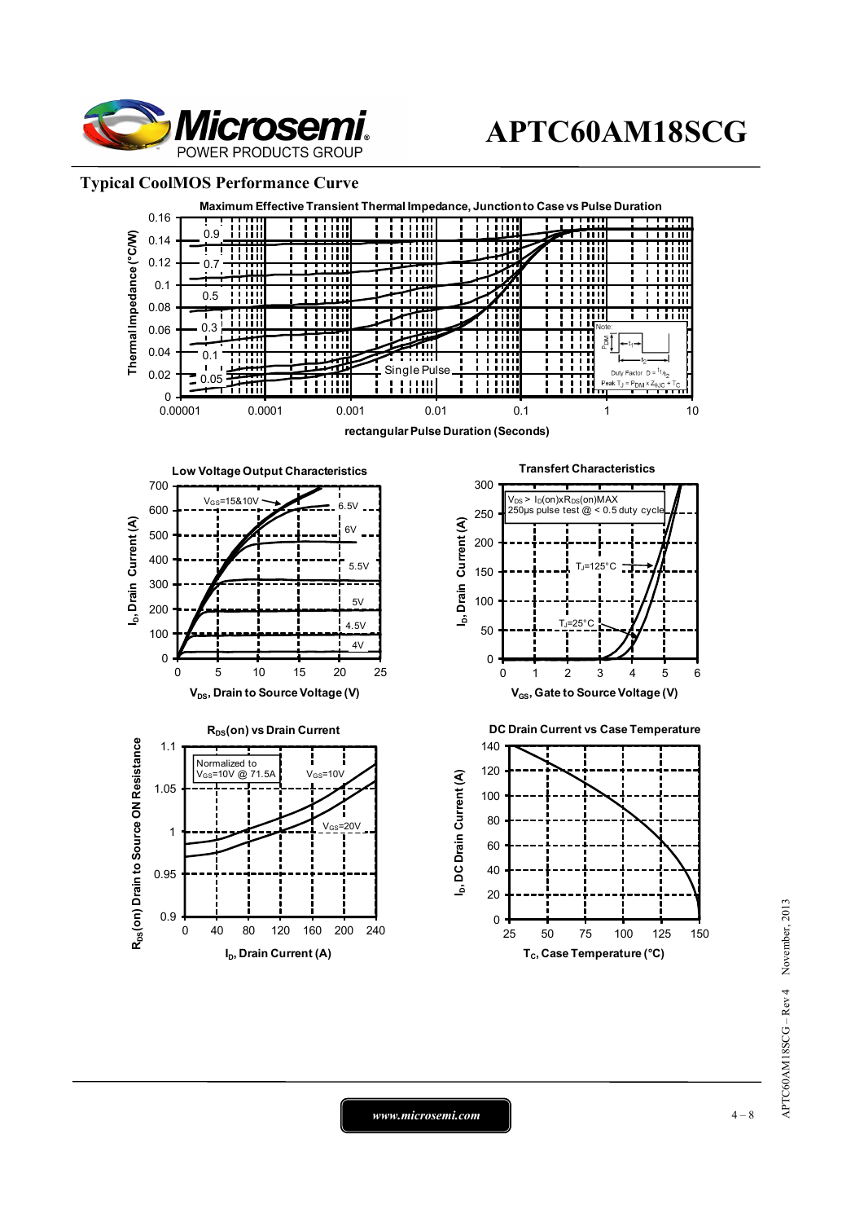## Typical CoolMOS Performance Curve

**Maximum Effective Transient Thermal Impedance, Junction to Case vs Pulse Duration**

Thermal Impedance (°C/W): 0, 0.02, 0.04, 0.06, 0.08, 0.1, 0.12, 0.14, 0.16

Curves: 0.9, 0.7, 0.5, 0.3, 0.1, 0.05, Single Pulse

rectangular Pulse Duration (Seconds): 0.00001, 0.0001, 0.001, 0.01, 0.1, 1, 10

Note: Duty Factor $D = t_1/t_2$; Peak $T_J = P_{DM} \times Z_{thJC} + T_C$

**Low Voltage Output Characteristics**

$I_D$, Drain Current (A): 0, 100, 200, 300, 400, 500, 600, 700

$V_{DS}$, Drain to Source Voltage (V): 0, 5, 10, 15, 20, 25

Curves: $V_{GS}$=15&10V, 6.5V, 6V, 5.5V, 5V, 4.5V, 4V

**Transfert Characteristics**

$V_{DS} > I_D(on) \times R_{DS}(on)$MAX
250µs pulse test @ < 0.5 duty cycle

$I_D$, Drain Current (A): 0, 50, 100, 150, 200, 250, 300

$V_{GS}$, Gate to Source Voltage (V): 0, 1, 2, 3, 4, 5, 6

Curves: $T_J$=125°C, $T_J$=25°C

**$R_{DS}$(on) vs Drain Current**

Normalized to $V_{GS}$=10V @ 71.5A

$R_{DS}$(on) Drain to Source ON Resistance: 0.9, 0.95, 1, 1.05, 1.1

$I_D$, Drain Current (A): 0, 40, 80, 120, 160, 200, 240

Curves: $V_{GS}$=10V, $V_{GS}$=20V

**DC Drain Current vs Case Temperature**

$I_D$, DC Drain Current (A): 0, 20, 40, 60, 80, 100, 120, 140

$T_C$, Case Temperature (°C): 25, 50, 75, 100, 125, 150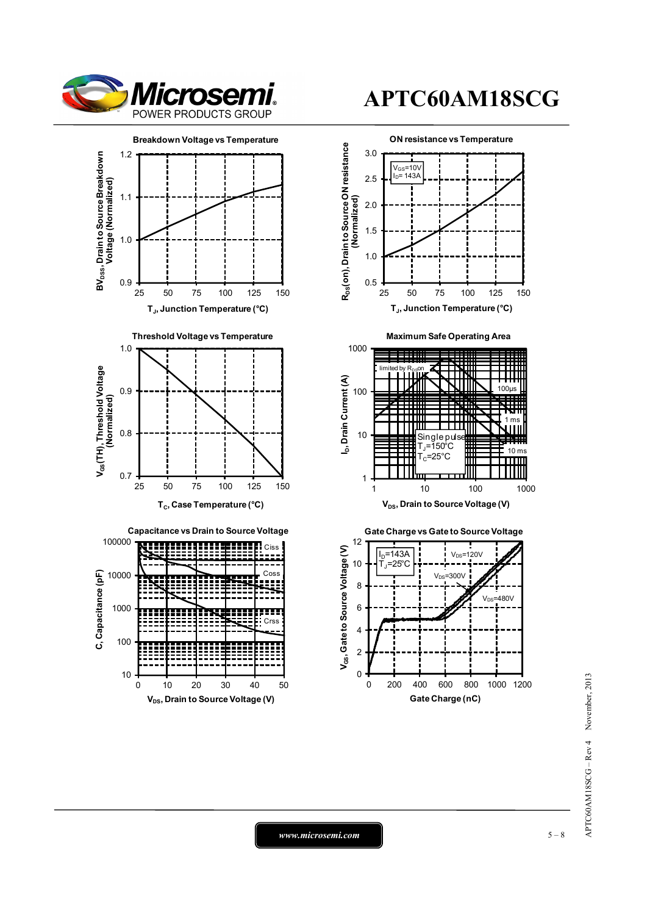**Breakdown Voltage vs Temperature**

$BV_{DSS}$, Drain to Source Breakdown Voltage (Normalized)

$T_J$, Junction Temperature (°C)

**ON resistance vs Temperature**

$V_{GS}$=10V
$I_D$= 143A

$R_{DS}(on)$, Drain to Source ON resistance (Normalized)

$T_J$, Junction Temperature (°C)

**Threshold Voltage vs Temperature**

$V_{GS}(TH)$, Threshold Voltage (Normalized)

$T_C$, Case Temperature (°C)

**Maximum Safe Operating Area**

limited by $R_{DS}$on

100µs

1 ms

10 ms

Single pulse
$T_J$=150°C
$T_C$=25°C

$I_D$, Drain Current (A)

$V_{DS}$, Drain to Source Voltage (V)

**Capacitance vs Drain to Source Voltage**

Ciss

Coss

Crss

C, Capacitance (pF)

$V_{DS}$, Drain to Source Voltage (V)

**Gate Charge vs Gate to Source Voltage**

$I_D$=143A
$T_J$=25°C

$V_{DS}$=120V

$V_{DS}$=300V

$V_{DS}$=480V

$V_{GS}$, Gate to Source Voltage (V)

Gate Charge (nC)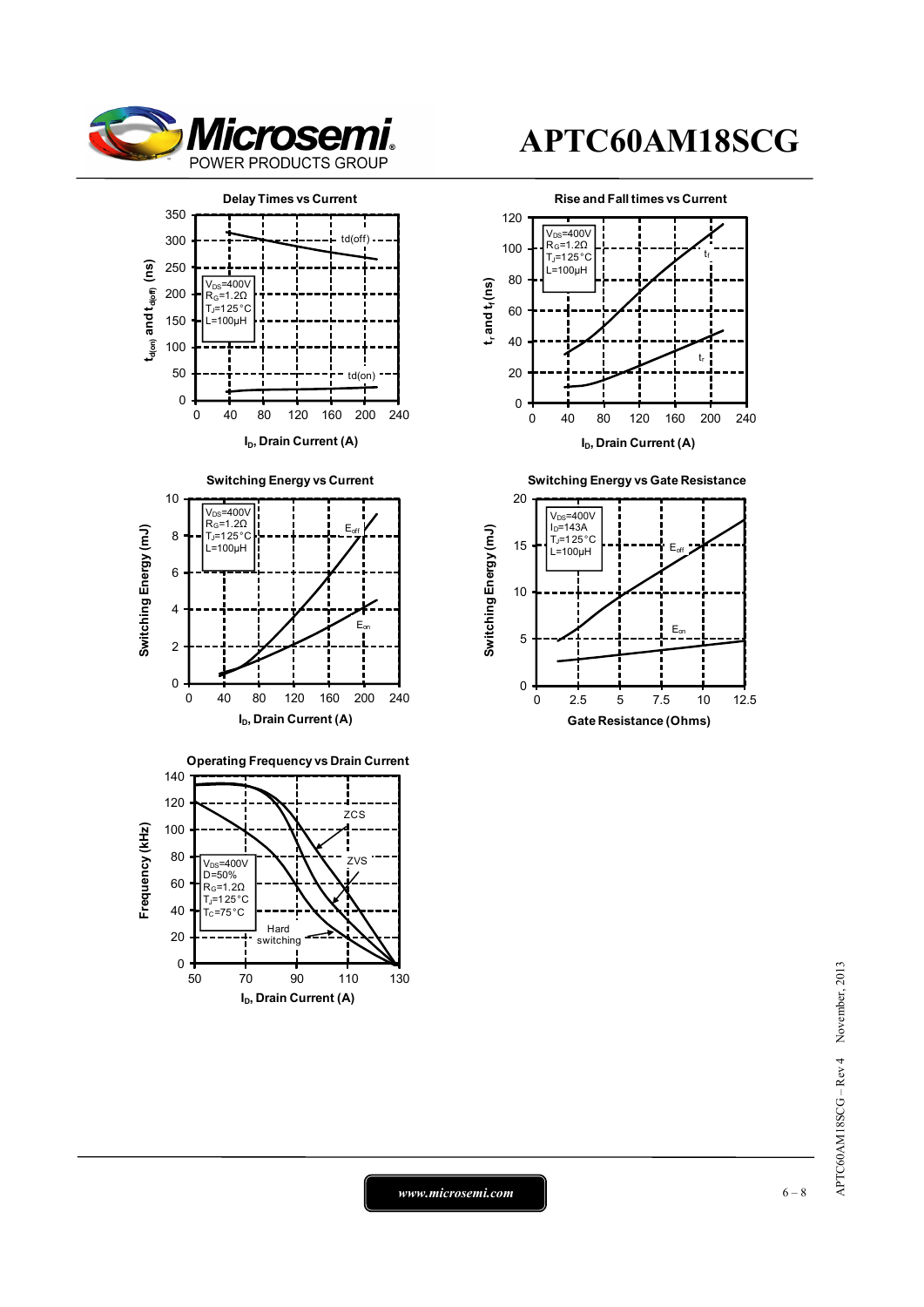### Delay Times vs Current

$t_{d(on)}$ and $t_{d(off)}$ (ns)

$V_{DS}$=400V
$R_G$=1.2Ω
$T_J$=125°C
L=100µH

td(off)

td(on)

$I_D$, Drain Current (A)

### Rise and Fall times vs Current

$t_r$ and $t_f$ (ns)

$V_{DS}$=400V
$R_G$=1.2Ω
$T_J$=125°C
L=100µH

$t_f$

$t_r$

$I_D$, Drain Current (A)

### Switching Energy vs Current

Switching Energy (mJ)

$V_{DS}$=400V
$R_G$=1.2Ω
$T_J$=125°C
L=100µH

$E_{off}$

$E_{on}$

$I_D$, Drain Current (A)

### Switching Energy vs Gate Resistance

Switching Energy (mJ)

$V_{DS}$=400V
$I_D$=143A
$T_J$=125°C
L=100µH

$E_{off}$

$E_{on}$

Gate Resistance (Ohms)

### Operating Frequency vs Drain Current

Frequency (kHz)

$V_{DS}$=400V
D=50%
$R_G$=1.2Ω
$T_J$=125°C
$T_C$=75°C

ZCS

ZVS

Hard switching

$I_D$, Drain Current (A)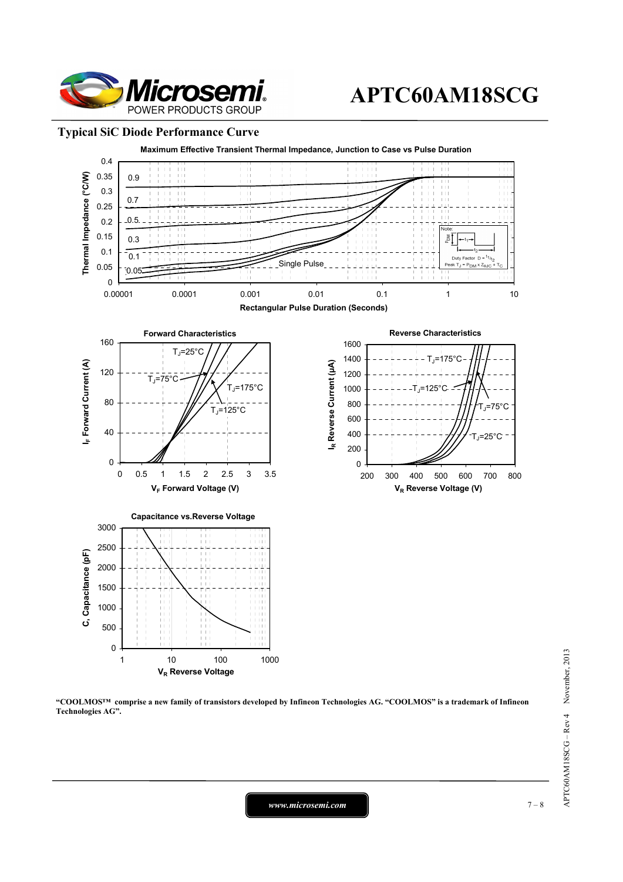## Typical SiC Diode Performance Curve

Maximum Effective Transient Thermal Impedance, Junction to Case vs Pulse Duration

Forward Characteristics

Reverse Characteristics

Capacitance vs.Reverse Voltage

**"COOLMOS™ comprise a new family of transistors developed by Infineon Technologies AG. "COOLMOS" is a trademark of Infineon Technologies AG".**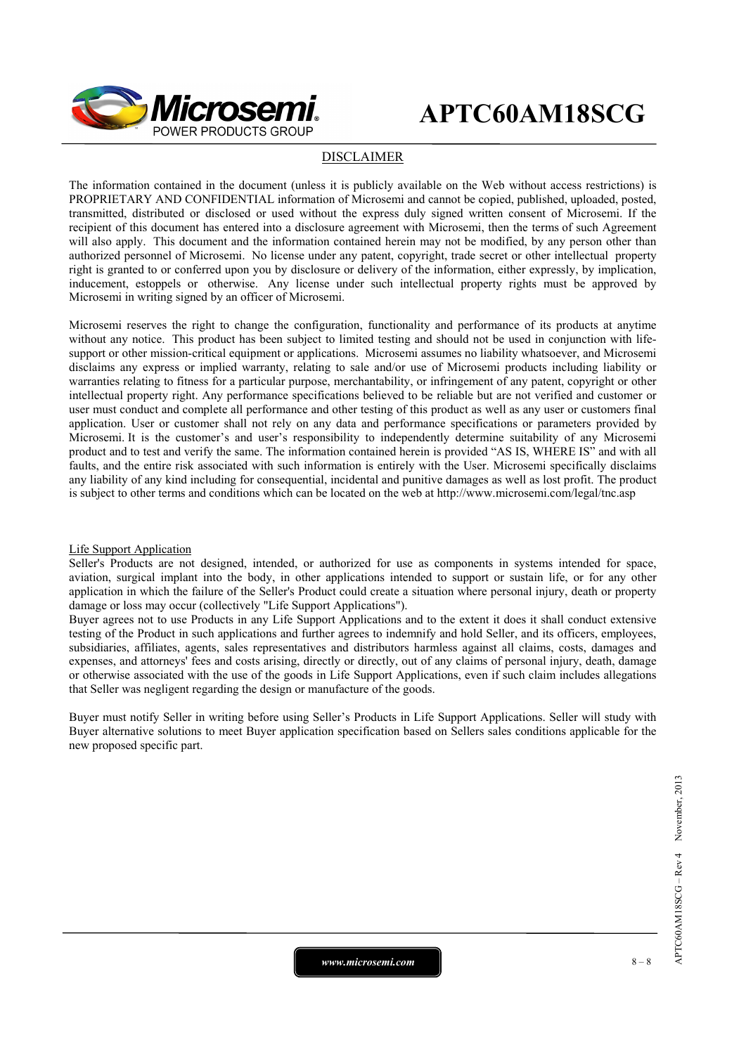## DISCLAIMER

The information contained in the document (unless it is publicly available on the Web without access restrictions) is PROPRIETARY AND CONFIDENTIAL information of Microsemi and cannot be copied, published, uploaded, posted, transmitted, distributed or disclosed or used without the express duly signed written consent of Microsemi. If the recipient of this document has entered into a disclosure agreement with Microsemi, then the terms of such Agreement will also apply. This document and the information contained herein may not be modified, by any person other than authorized personnel of Microsemi. No license under any patent, copyright, trade secret or other intellectual property right is granted to or conferred upon you by disclosure or delivery of the information, either expressly, by implication, inducement, estoppels or otherwise. Any license under such intellectual property rights must be approved by Microsemi in writing signed by an officer of Microsemi.

Microsemi reserves the right to change the configuration, functionality and performance of its products at anytime without any notice. This product has been subject to limited testing and should not be used in conjunction with life-support or other mission-critical equipment or applications. Microsemi assumes no liability whatsoever, and Microsemi disclaims any express or implied warranty, relating to sale and/or use of Microsemi products including liability or warranties relating to fitness for a particular purpose, merchantability, or infringement of any patent, copyright or other intellectual property right. Any performance specifications believed to be reliable but are not verified and customer or user must conduct and complete all performance and other testing of this product as well as any user or customers final application. User or customer shall not rely on any data and performance specifications or parameters provided by Microsemi. It is the customer's and user's responsibility to independently determine suitability of any Microsemi product and to test and verify the same. The information contained herein is provided "AS IS, WHERE IS" and with all faults, and the entire risk associated with such information is entirely with the User. Microsemi specifically disclaims any liability of any kind including for consequential, incidental and punitive damages as well as lost profit. The product is subject to other terms and conditions which can be located on the web at http://www.microsemi.com/legal/tnc.asp

### Life Support Application

Seller's Products are not designed, intended, or authorized for use as components in systems intended for space, aviation, surgical implant into the body, in other applications intended to support or sustain life, or for any other application in which the failure of the Seller's Product could create a situation where personal injury, death or property damage or loss may occur (collectively "Life Support Applications").

Buyer agrees not to use Products in any Life Support Applications and to the extent it does it shall conduct extensive testing of the Product in such applications and further agrees to indemnify and hold Seller, and its officers, employees, subsidiaries, affiliates, agents, sales representatives and distributors harmless against all claims, costs, damages and expenses, and attorneys' fees and costs arising, directly or directly, out of any claims of personal injury, death, damage or otherwise associated with the use of the goods in Life Support Applications, even if such claim includes allegations that Seller was negligent regarding the design or manufacture of the goods.

Buyer must notify Seller in writing before using Seller's Products in Life Support Applications. Seller will study with Buyer alternative solutions to meet Buyer application specification based on Sellers sales conditions applicable for the new proposed specific part.